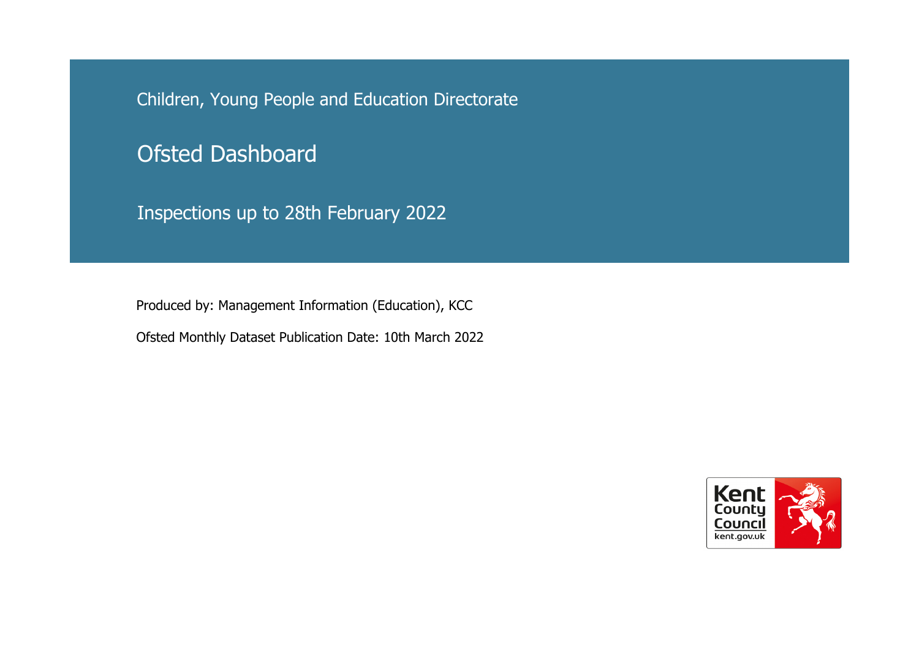Children, Young People and Education Directorate

# Ofsted Dashboard

Inspections up to 28th February 2022

Produced by: Management Information (Education), KCC

Ofsted Monthly Dataset Publication Date: 10th March 2022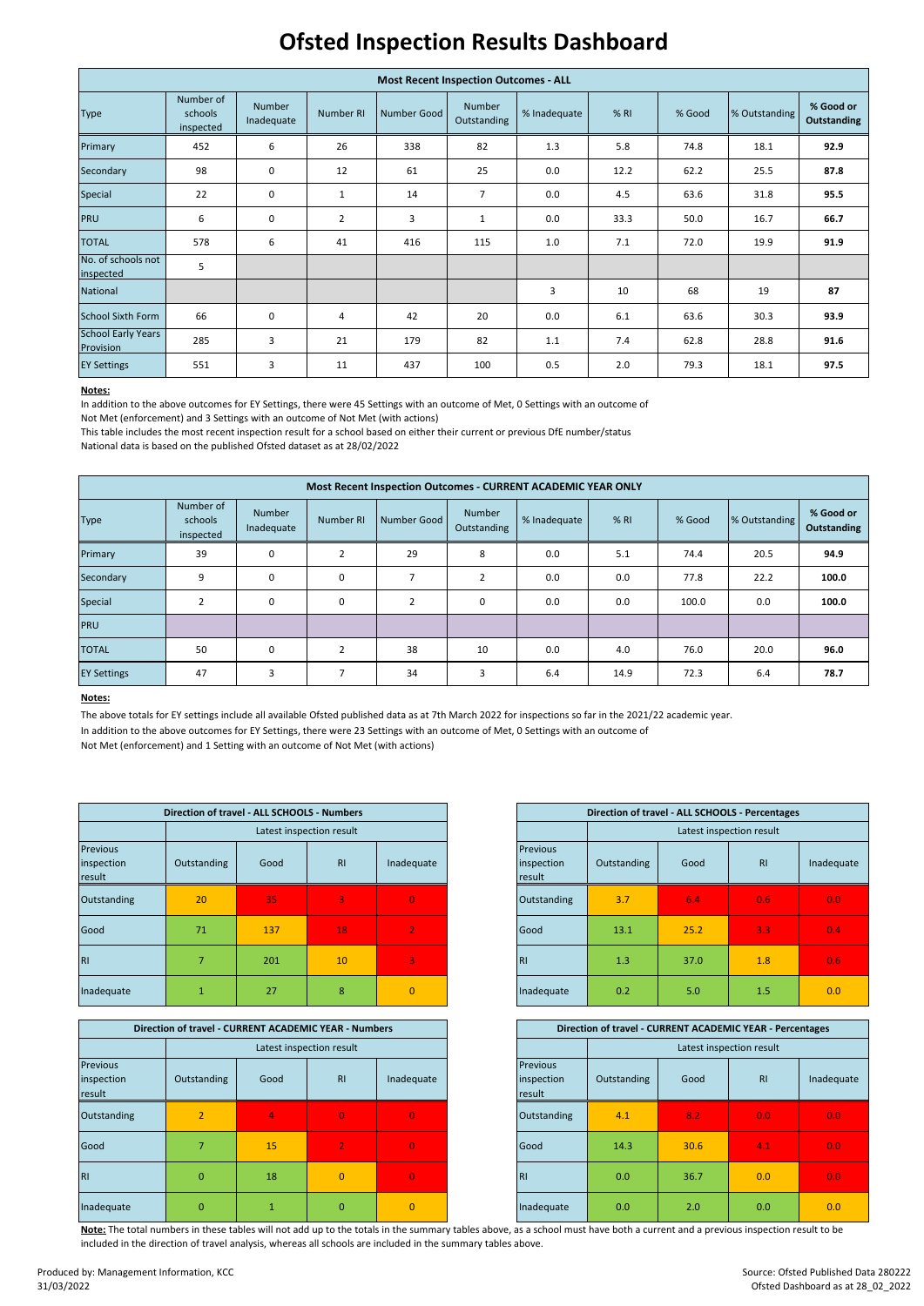# Ofsted Inspection Results Dashboard

| Most Recent Inspection Outcomes - ALL | | | | | | | | | | |
|---|---|---|---|---|---|---|---|---|---|---|
| Type | Number of schools inspected | Number Inadequate | Number RI | Number Good | Number Outstanding | % Inadequate | % RI | % Good | % Outstanding | **% Good or Outstanding** |
| Primary | 452 | 6 | 26 | 338 | 82 | 1.3 | 5.8 | 74.8 | 18.1 | **92.9** |
| Secondary | 98 | 0 | 12 | 61 | 25 | 0.0 | 12.2 | 62.2 | 25.5 | **87.8** |
| Special | 22 | 0 | 1 | 14 | 7 | 0.0 | 4.5 | 63.6 | 31.8 | **95.5** |
| PRU | 6 | 0 | 2 | 3 | 1 | 0.0 | 33.3 | 50.0 | 16.7 | **66.7** |
| TOTAL | 578 | 6 | 41 | 416 | 115 | 1.0 | 7.1 | 72.0 | 19.9 | **91.9** |
| No. of schools not inspected | 5 | | | | | | | | | |
| National | | | | | | 3 | 10 | 68 | 19 | **87** |
| School Sixth Form | 66 | 0 | 4 | 42 | 20 | 0.0 | 6.1 | 63.6 | 30.3 | **93.9** |
| School Early Years Provision | 285 | 3 | 21 | 179 | 82 | 1.1 | 7.4 | 62.8 | 28.8 | **91.6** |
| EY Settings | 551 | 3 | 11 | 437 | 100 | 0.5 | 2.0 | 79.3 | 18.1 | **97.5** |

**Notes:**

In addition to the above outcomes for EY Settings, there were 45 Settings with an outcome of Met, 0 Settings with an outcome of Not Met (enforcement) and 3 Settings with an outcome of Not Met (with actions)

This table includes the most recent inspection result for a school based on either their current or previous DfE number/status

National data is based on the published Ofsted dataset as at 28/02/2022

| Most Recent Inspection Outcomes - CURRENT ACADEMIC YEAR ONLY | | | | | | | | | | |
|---|---|---|---|---|---|---|---|---|---|---|
| Type | Number of schools inspected | Number Inadequate | Number RI | Number Good | Number Outstanding | % Inadequate | % RI | % Good | % Outstanding | **% Good or Outstanding** |
| Primary | 39 | 0 | 2 | 29 | 8 | 0.0 | 5.1 | 74.4 | 20.5 | **94.9** |
| Secondary | 9 | 0 | 0 | 7 | 2 | 0.0 | 0.0 | 77.8 | 22.2 | **100.0** |
| Special | 2 | 0 | 0 | 2 | 0 | 0.0 | 0.0 | 100.0 | 0.0 | **100.0** |
| PRU | | | | | | | | | | |
| TOTAL | 50 | 0 | 2 | 38 | 10 | 0.0 | 4.0 | 76.0 | 20.0 | **96.0** |
| EY Settings | 47 | 3 | 7 | 34 | 3 | 6.4 | 14.9 | 72.3 | 6.4 | **78.7** |

**Notes:**

The above totals for EY settings include all available Ofsted published data as at 7th March 2022 for inspections so far in the 2021/22 academic year.

In addition to the above outcomes for EY Settings, there were 23 Settings with an outcome of Met, 0 Settings with an outcome of Not Met (enforcement) and 1 Setting with an outcome of Not Met (with actions)

| Direction of travel - ALL SCHOOLS - Numbers | | | | |
|---|---|---|---|---|
| | Latest inspection result | | | |
| Previous inspection result | Outstanding | Good | RI | Inadequate |
| Outstanding | 20 | 35 | 3 | 0 |
| Good | 71 | 137 | 18 | 2 |
| RI | 7 | 201 | 10 | 3 |
| Inadequate | 1 | 27 | 8 | 0 |

| Direction of travel - ALL SCHOOLS - Percentages | | | | |
|---|---|---|---|---|
| | Latest inspection result | | | |
| Previous inspection result | Outstanding | Good | RI | Inadequate |
| Outstanding | 3.7 | 6.4 | 0.6 | 0.0 |
| Good | 13.1 | 25.2 | 3.3 | 0.4 |
| RI | 1.3 | 37.0 | 1.8 | 0.6 |
| Inadequate | 0.2 | 5.0 | 1.5 | 0.0 |

| Direction of travel - CURRENT ACADEMIC YEAR - Numbers | | | | |
|---|---|---|---|---|
| | Latest inspection result | | | |
| Previous inspection result | Outstanding | Good | RI | Inadequate |
| Outstanding | 2 | 4 | 0 | 0 |
| Good | 7 | 15 | 2 | 0 |
| RI | 0 | 18 | 0 | 0 |
| Inadequate | 0 | 1 | 0 | 0 |

| Direction of travel - CURRENT ACADEMIC YEAR - Percentages | | | | |
|---|---|---|---|---|
| | Latest inspection result | | | |
| Previous inspection result | Outstanding | Good | RI | Inadequate |
| Outstanding | 4.1 | 8.2 | 0.0 | 0.0 |
| Good | 14.3 | 30.6 | 4.1 | 0.0 |
| RI | 0.0 | 36.7 | 0.0 | 0.0 |
| Inadequate | 0.0 | 2.0 | 0.0 | 0.0 |

**Note:** The total numbers in these tables will not add up to the totals in the summary tables above, as a school must have both a current and a previous inspection result to be included in the direction of travel analysis, whereas all schools are included in the summary tables above.

Produced by: Management Information, KCC
31/03/2022

Source: Ofsted Published Data 280222
Ofsted Dashboard as at 28_02_2022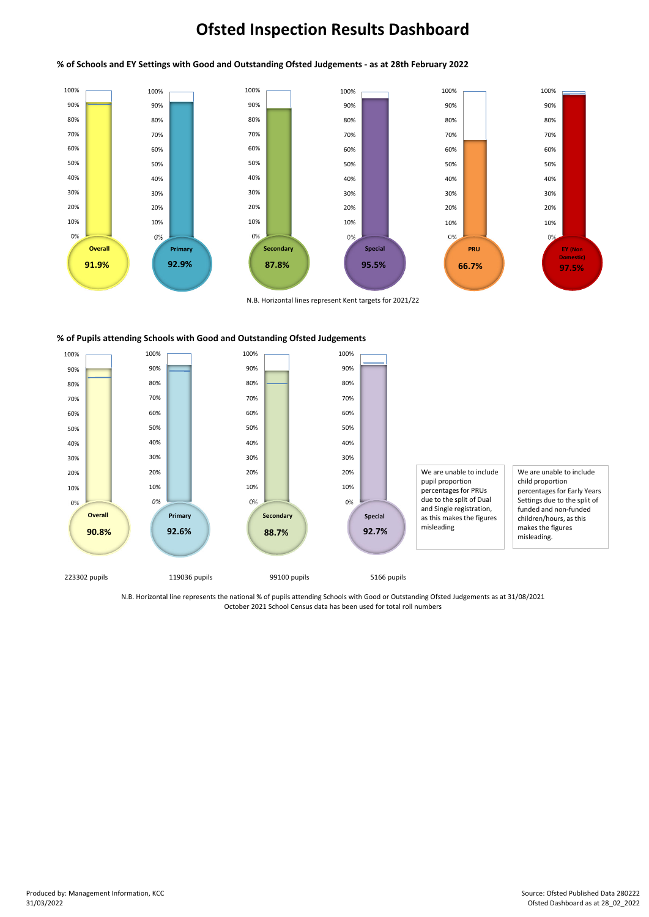# Ofsted Inspection Results Dashboard

### % of Schools and EY Settings with Good and Outstanding Ofsted Judgements - as at 28th February 2022

| Overall | Primary | Secondary | Special | PRU | EY (Non Domestic) |
|---|---|---|---|---|---|
| 91.9% | 92.9% | 87.8% | 95.5% | 66.7% | 97.5% |

N.B. Horizontal lines represent Kent targets for 2021/22

### % of Pupils attending Schools with Good and Outstanding Ofsted Judgements

| Overall | Primary | Secondary | Special |
|---|---|---|---|
| 90.8% | 92.6% | 88.7% | 92.7% |
| 223302 pupils | 119036 pupils | 99100 pupils | 5166 pupils |

We are unable to include pupil proportion percentages for PRUs due to the split of Dual and Single registration, as this makes the figures misleading

We are unable to include child proportion percentages for Early Years Settings due to the split of funded and non-funded children/hours, as this makes the figures misleading.

N.B. Horizontal line represents the national % of pupils attending Schools with Good or Outstanding Ofsted Judgements as at 31/08/2021
October 2021 School Census data has been used for total roll numbers

Produced by: Management Information, KCC
31/03/2022

Source: Ofsted Published Data 280222
Ofsted Dashboard as at 28_02_2022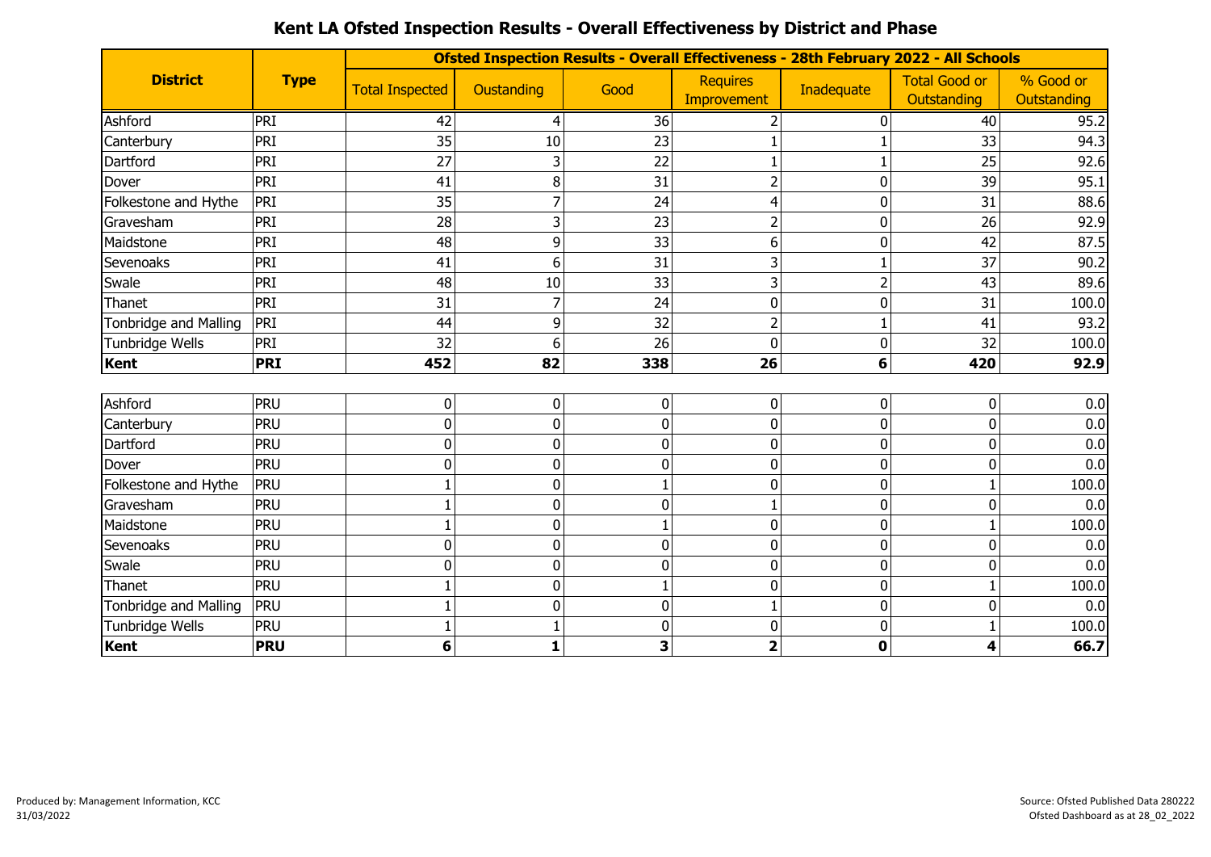# Kent LA Ofsted Inspection Results - Overall Effectiveness by District and Phase

| District | Type | Ofsted Inspection Results - Overall Effectiveness - 28th February 2022 - All Schools | | | | | | |
|---|---|---|---|---|---|---|---|---|
| | | Total Inspected | Oustanding | Good | Requires Improvement | Inadequate | Total Good or Outstanding | % Good or Outstanding |
| Ashford | PRI | 42 | 4 | 36 | 2 | 0 | 40 | 95.2 |
| Canterbury | PRI | 35 | 10 | 23 | 1 | 1 | 33 | 94.3 |
| Dartford | PRI | 27 | 3 | 22 | 1 | 1 | 25 | 92.6 |
| Dover | PRI | 41 | 8 | 31 | 2 | 0 | 39 | 95.1 |
| Folkestone and Hythe | PRI | 35 | 7 | 24 | 4 | 0 | 31 | 88.6 |
| Gravesham | PRI | 28 | 3 | 23 | 2 | 0 | 26 | 92.9 |
| Maidstone | PRI | 48 | 9 | 33 | 6 | 0 | 42 | 87.5 |
| Sevenoaks | PRI | 41 | 6 | 31 | 3 | 1 | 37 | 90.2 |
| Swale | PRI | 48 | 10 | 33 | 3 | 2 | 43 | 89.6 |
| Thanet | PRI | 31 | 7 | 24 | 0 | 0 | 31 | 100.0 |
| Tonbridge and Malling | PRI | 44 | 9 | 32 | 2 | 1 | 41 | 93.2 |
| Tunbridge Wells | PRI | 32 | 6 | 26 | 0 | 0 | 32 | 100.0 |
| **Kent** | **PRI** | **452** | **82** | **338** | **26** | **6** | **420** | **92.9** |
| | | | | | | | | |
| Ashford | PRU | 0 | 0 | 0 | 0 | 0 | 0 | 0.0 |
| Canterbury | PRU | 0 | 0 | 0 | 0 | 0 | 0 | 0.0 |
| Dartford | PRU | 0 | 0 | 0 | 0 | 0 | 0 | 0.0 |
| Dover | PRU | 0 | 0 | 0 | 0 | 0 | 0 | 0.0 |
| Folkestone and Hythe | PRU | 1 | 0 | 1 | 0 | 0 | 1 | 100.0 |
| Gravesham | PRU | 1 | 0 | 0 | 1 | 0 | 0 | 0.0 |
| Maidstone | PRU | 1 | 0 | 1 | 0 | 0 | 1 | 100.0 |
| Sevenoaks | PRU | 0 | 0 | 0 | 0 | 0 | 0 | 0.0 |
| Swale | PRU | 0 | 0 | 0 | 0 | 0 | 0 | 0.0 |
| Thanet | PRU | 1 | 0 | 1 | 0 | 0 | 1 | 100.0 |
| Tonbridge and Malling | PRU | 1 | 0 | 0 | 1 | 0 | 0 | 0.0 |
| Tunbridge Wells | PRU | 1 | 1 | 0 | 0 | 0 | 1 | 100.0 |
| **Kent** | **PRU** | **6** | **1** | **3** | **2** | **0** | **4** | **66.7** |

Produced by: Management Information, KCC
31/03/2022

Source: Ofsted Published Data 280222
Ofsted Dashboard as at 28_02_2022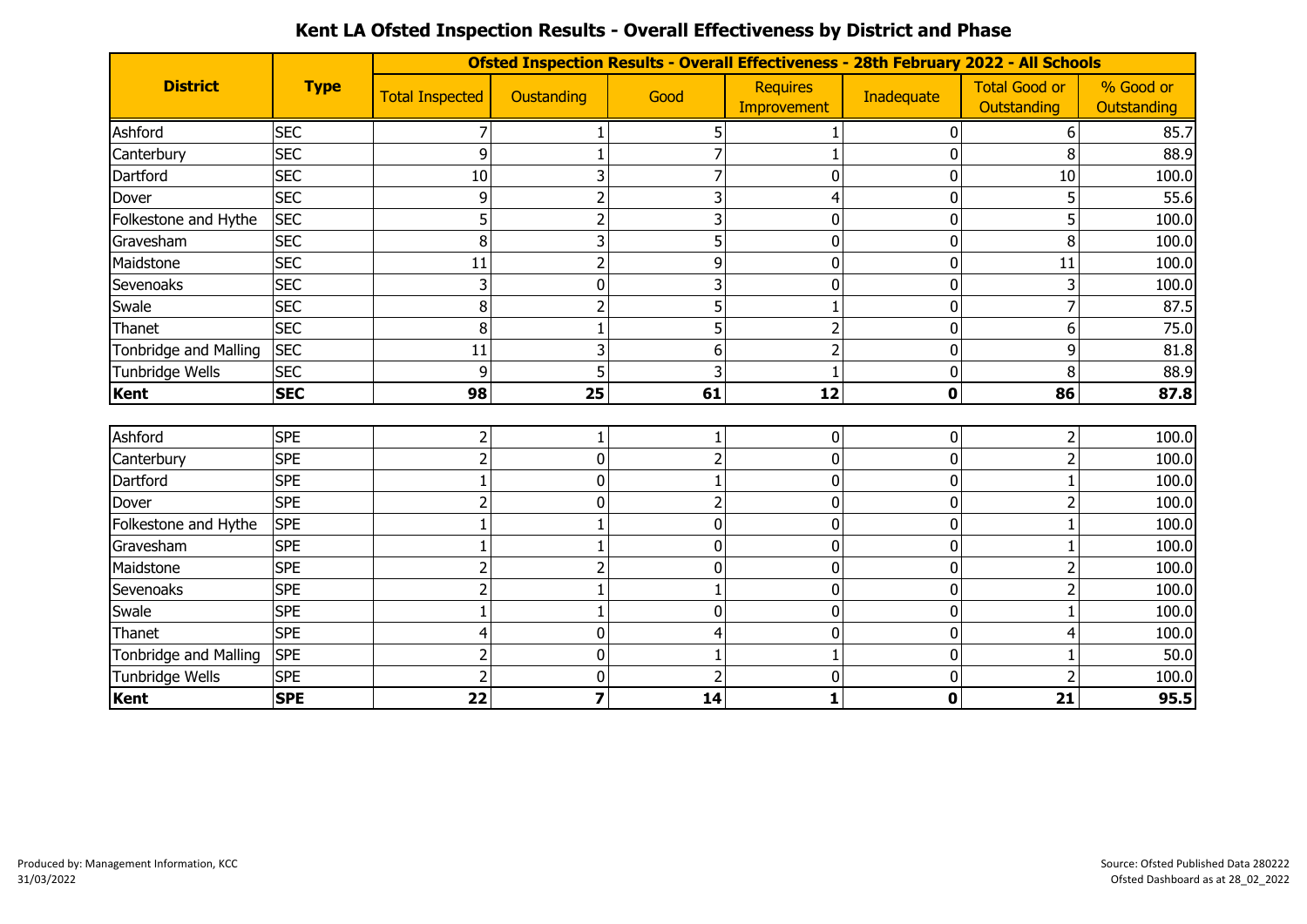# Kent LA Ofsted Inspection Results - Overall Effectiveness by District and Phase

| District | Type | Ofsted Inspection Results - Overall Effectiveness - 28th February 2022 - All Schools | | | | | | |
|---|---|---|---|---|---|---|---|---|
| | | Total Inspected | Oustanding | Good | Requires Improvement | Inadequate | Total Good or Outstanding | % Good or Outstanding |
| Ashford | SEC | 7 | 1 | 5 | 1 | 0 | 6 | 85.7 |
| Canterbury | SEC | 9 | 1 | 7 | 1 | 0 | 8 | 88.9 |
| Dartford | SEC | 10 | 3 | 7 | 0 | 0 | 10 | 100.0 |
| Dover | SEC | 9 | 2 | 3 | 4 | 0 | 5 | 55.6 |
| Folkestone and Hythe | SEC | 5 | 2 | 3 | 0 | 0 | 5 | 100.0 |
| Gravesham | SEC | 8 | 3 | 5 | 0 | 0 | 8 | 100.0 |
| Maidstone | SEC | 11 | 2 | 9 | 0 | 0 | 11 | 100.0 |
| Sevenoaks | SEC | 3 | 0 | 3 | 0 | 0 | 3 | 100.0 |
| Swale | SEC | 8 | 2 | 5 | 1 | 0 | 7 | 87.5 |
| Thanet | SEC | 8 | 1 | 5 | 2 | 0 | 6 | 75.0 |
| Tonbridge and Malling | SEC | 11 | 3 | 6 | 2 | 0 | 9 | 81.8 |
| Tunbridge Wells | SEC | 9 | 5 | 3 | 1 | 0 | 8 | 88.9 |
| **Kent** | **SEC** | **98** | **25** | **61** | **12** | **0** | **86** | **87.8** |
| Ashford | SPE | 2 | 1 | 1 | 0 | 0 | 2 | 100.0 |
| Canterbury | SPE | 2 | 0 | 2 | 0 | 0 | 2 | 100.0 |
| Dartford | SPE | 1 | 0 | 1 | 0 | 0 | 1 | 100.0 |
| Dover | SPE | 2 | 0 | 2 | 0 | 0 | 2 | 100.0 |
| Folkestone and Hythe | SPE | 1 | 1 | 0 | 0 | 0 | 1 | 100.0 |
| Gravesham | SPE | 1 | 1 | 0 | 0 | 0 | 1 | 100.0 |
| Maidstone | SPE | 2 | 2 | 0 | 0 | 0 | 2 | 100.0 |
| Sevenoaks | SPE | 2 | 1 | 1 | 0 | 0 | 2 | 100.0 |
| Swale | SPE | 1 | 1 | 0 | 0 | 0 | 1 | 100.0 |
| Thanet | SPE | 4 | 0 | 4 | 0 | 0 | 4 | 100.0 |
| Tonbridge and Malling | SPE | 2 | 0 | 1 | 1 | 0 | 1 | 50.0 |
| Tunbridge Wells | SPE | 2 | 0 | 2 | 0 | 0 | 2 | 100.0 |
| **Kent** | **SPE** | **22** | **7** | **14** | **1** | **0** | **21** | **95.5** |

Produced by: Management Information, KCC
31/03/2022

Source: Ofsted Published Data 280222
Ofsted Dashboard as at 28_02_2022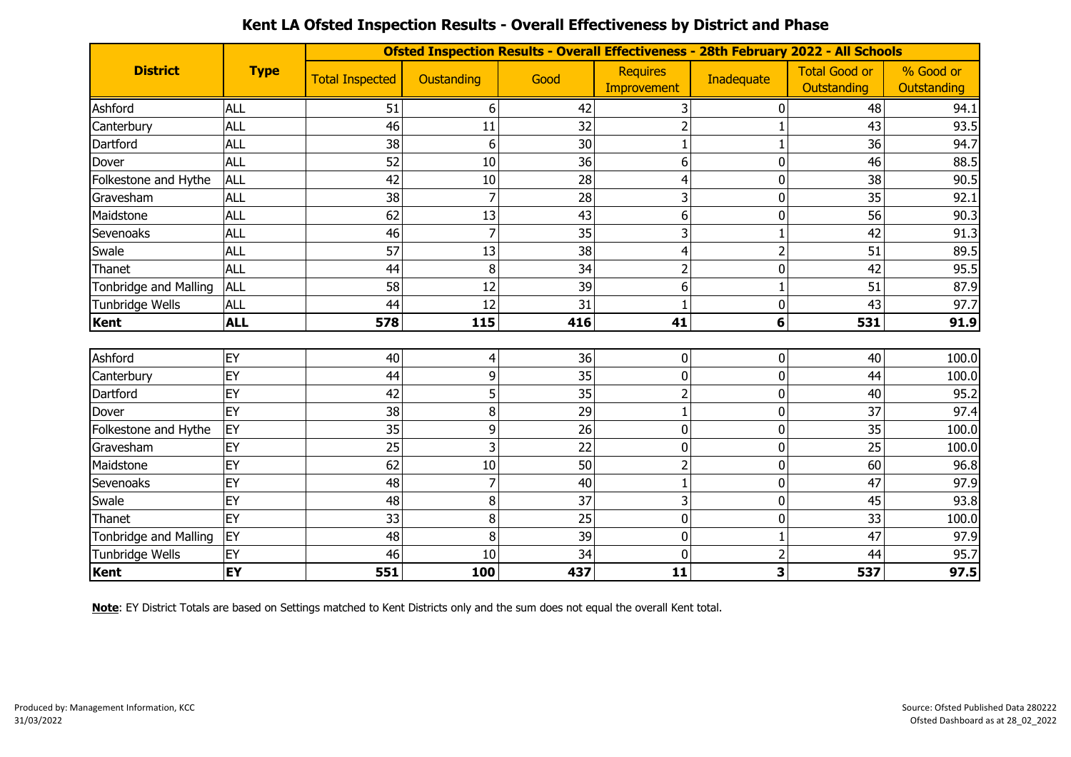# Kent LA Ofsted Inspection Results - Overall Effectiveness by District and Phase

| District | Type | Ofsted Inspection Results - Overall Effectiveness - 28th February 2022 - All Schools | | | | | | |
|---|---|---|---|---|---|---|---|---|
| | | Total Inspected | Oustanding | Good | Requires Improvement | Inadequate | Total Good or Outstanding | % Good or Outstanding |
| Ashford | ALL | 51 | 6 | 42 | 3 | 0 | 48 | 94.1 |
| Canterbury | ALL | 46 | 11 | 32 | 2 | 1 | 43 | 93.5 |
| Dartford | ALL | 38 | 6 | 30 | 1 | 1 | 36 | 94.7 |
| Dover | ALL | 52 | 10 | 36 | 6 | 0 | 46 | 88.5 |
| Folkestone and Hythe | ALL | 42 | 10 | 28 | 4 | 0 | 38 | 90.5 |
| Gravesham | ALL | 38 | 7 | 28 | 3 | 0 | 35 | 92.1 |
| Maidstone | ALL | 62 | 13 | 43 | 6 | 0 | 56 | 90.3 |
| Sevenoaks | ALL | 46 | 7 | 35 | 3 | 1 | 42 | 91.3 |
| Swale | ALL | 57 | 13 | 38 | 4 | 2 | 51 | 89.5 |
| Thanet | ALL | 44 | 8 | 34 | 2 | 0 | 42 | 95.5 |
| Tonbridge and Malling | ALL | 58 | 12 | 39 | 6 | 1 | 51 | 87.9 |
| Tunbridge Wells | ALL | 44 | 12 | 31 | 1 | 0 | 43 | 97.7 |
| **Kent** | **ALL** | **578** | **115** | **416** | **41** | **6** | **531** | **91.9** |
| | | | | | | | | |
| Ashford | EY | 40 | 4 | 36 | 0 | 0 | 40 | 100.0 |
| Canterbury | EY | 44 | 9 | 35 | 0 | 0 | 44 | 100.0 |
| Dartford | EY | 42 | 5 | 35 | 2 | 0 | 40 | 95.2 |
| Dover | EY | 38 | 8 | 29 | 1 | 0 | 37 | 97.4 |
| Folkestone and Hythe | EY | 35 | 9 | 26 | 0 | 0 | 35 | 100.0 |
| Gravesham | EY | 25 | 3 | 22 | 0 | 0 | 25 | 100.0 |
| Maidstone | EY | 62 | 10 | 50 | 2 | 0 | 60 | 96.8 |
| Sevenoaks | EY | 48 | 7 | 40 | 1 | 0 | 47 | 97.9 |
| Swale | EY | 48 | 8 | 37 | 3 | 0 | 45 | 93.8 |
| Thanet | EY | 33 | 8 | 25 | 0 | 0 | 33 | 100.0 |
| Tonbridge and Malling | EY | 48 | 8 | 39 | 0 | 1 | 47 | 97.9 |
| Tunbridge Wells | EY | 46 | 10 | 34 | 0 | 2 | 44 | 95.7 |
| **Kent** | **EY** | **551** | **100** | **437** | **11** | **3** | **537** | **97.5** |

**Note**: EY District Totals are based on Settings matched to Kent Districts only and the sum does not equal the overall Kent total.

Produced by: Management Information, KCC
31/03/2022

Source: Ofsted Published Data 280222
Ofsted Dashboard as at 28_02_2022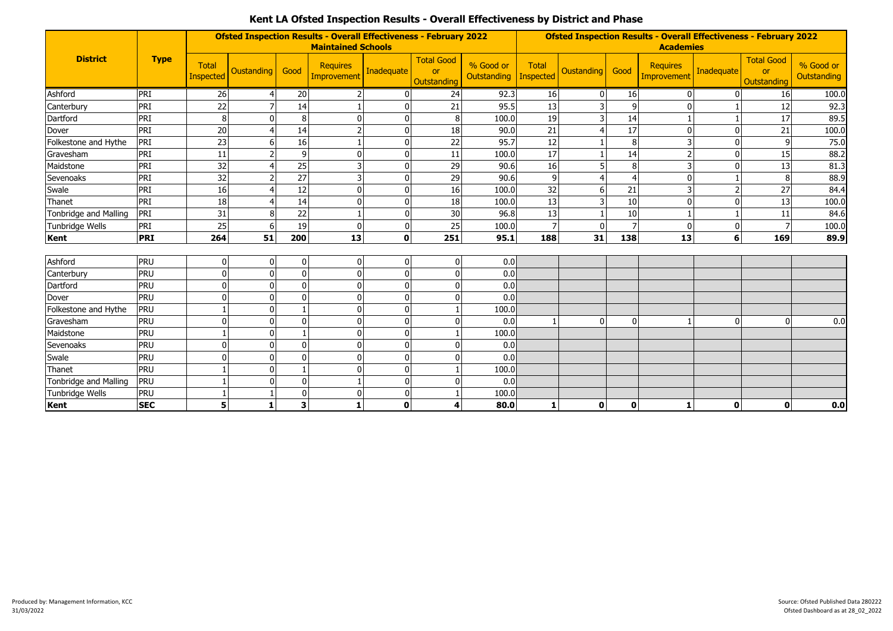# Kent LA Ofsted Inspection Results - Overall Effectiveness by District and Phase

| District | Type | Ofsted Inspection Results - Overall Effectiveness - February 2022 Maintained Schools | | | | | | | Ofsted Inspection Results - Overall Effectiveness - February 2022 Academies | | | | | | |
|---|---|---|---|---|---|---|---|---|---|---|---|---|---|---|---|
| | | Total Inspected | Oustanding | Good | Requires Improvement | Inadequate | Total Good or Outstanding | % Good or Outstanding | Total Inspected | Oustanding | Good | Requires Improvement | Inadequate | Total Good or Outstanding | % Good or Outstanding |
| Ashford | PRI | 26 | 4 | 20 | 2 | 0 | 24 | 92.3 | 16 | 0 | 16 | 0 | 0 | 16 | 100.0 |
| Canterbury | PRI | 22 | 7 | 14 | 1 | 0 | 21 | 95.5 | 13 | 3 | 9 | 0 | 1 | 12 | 92.3 |
| Dartford | PRI | 8 | 0 | 8 | 0 | 0 | 8 | 100.0 | 19 | 3 | 14 | 1 | 1 | 17 | 89.5 |
| Dover | PRI | 20 | 4 | 14 | 2 | 0 | 18 | 90.0 | 21 | 4 | 17 | 0 | 0 | 21 | 100.0 |
| Folkestone and Hythe | PRI | 23 | 6 | 16 | 1 | 0 | 22 | 95.7 | 12 | 1 | 8 | 3 | 0 | 9 | 75.0 |
| Gravesham | PRI | 11 | 2 | 9 | 0 | 0 | 11 | 100.0 | 17 | 1 | 14 | 2 | 0 | 15 | 88.2 |
| Maidstone | PRI | 32 | 4 | 25 | 3 | 0 | 29 | 90.6 | 16 | 5 | 8 | 3 | 0 | 13 | 81.3 |
| Sevenoaks | PRI | 32 | 2 | 27 | 3 | 0 | 29 | 90.6 | 9 | 4 | 4 | 0 | 1 | 8 | 88.9 |
| Swale | PRI | 16 | 4 | 12 | 0 | 0 | 16 | 100.0 | 32 | 6 | 21 | 3 | 2 | 27 | 84.4 |
| Thanet | PRI | 18 | 4 | 14 | 0 | 0 | 18 | 100.0 | 13 | 3 | 10 | 0 | 0 | 13 | 100.0 |
| Tonbridge and Malling | PRI | 31 | 8 | 22 | 1 | 0 | 30 | 96.8 | 13 | 1 | 10 | 1 | 1 | 11 | 84.6 |
| Tunbridge Wells | PRI | 25 | 6 | 19 | 0 | 0 | 25 | 100.0 | 7 | 0 | 7 | 0 | 0 | 7 | 100.0 |
| **Kent** | **PRI** | **264** | **51** | **200** | **13** | **0** | **251** | **95.1** | **188** | **31** | **138** | **13** | **6** | **169** | **89.9** |
| | | | | | | | | | | | | | | | |
| Ashford | PRU | 0 | 0 | 0 | 0 | 0 | 0 | 0.0 | | | | | | | |
| Canterbury | PRU | 0 | 0 | 0 | 0 | 0 | 0 | 0.0 | | | | | | | |
| Dartford | PRU | 0 | 0 | 0 | 0 | 0 | 0 | 0.0 | | | | | | | |
| Dover | PRU | 0 | 0 | 0 | 0 | 0 | 0 | 0.0 | | | | | | | |
| Folkestone and Hythe | PRU | 1 | 0 | 1 | 0 | 0 | 1 | 100.0 | | | | | | | |
| Gravesham | PRU | 0 | 0 | 0 | 0 | 0 | 0 | 0.0 | 1 | 0 | 0 | 1 | 0 | 0 | 0.0 |
| Maidstone | PRU | 1 | 0 | 1 | 0 | 0 | 1 | 100.0 | | | | | | | |
| Sevenoaks | PRU | 0 | 0 | 0 | 0 | 0 | 0 | 0.0 | | | | | | | |
| Swale | PRU | 0 | 0 | 0 | 0 | 0 | 0 | 0.0 | | | | | | | |
| Thanet | PRU | 1 | 0 | 1 | 0 | 0 | 1 | 100.0 | | | | | | | |
| Tonbridge and Malling | PRU | 1 | 0 | 0 | 1 | 0 | 0 | 0.0 | | | | | | | |
| Tunbridge Wells | PRU | 1 | 1 | 0 | 0 | 0 | 1 | 100.0 | | | | | | | |
| **Kent** | **SEC** | **5** | **1** | **3** | **1** | **0** | **4** | **80.0** | **1** | **0** | **0** | **1** | **0** | **0** | **0.0** |

Produced by: Management Information, KCC
31/03/2022

Source: Ofsted Published Data 280222
Ofsted Dashboard as at 28_02_2022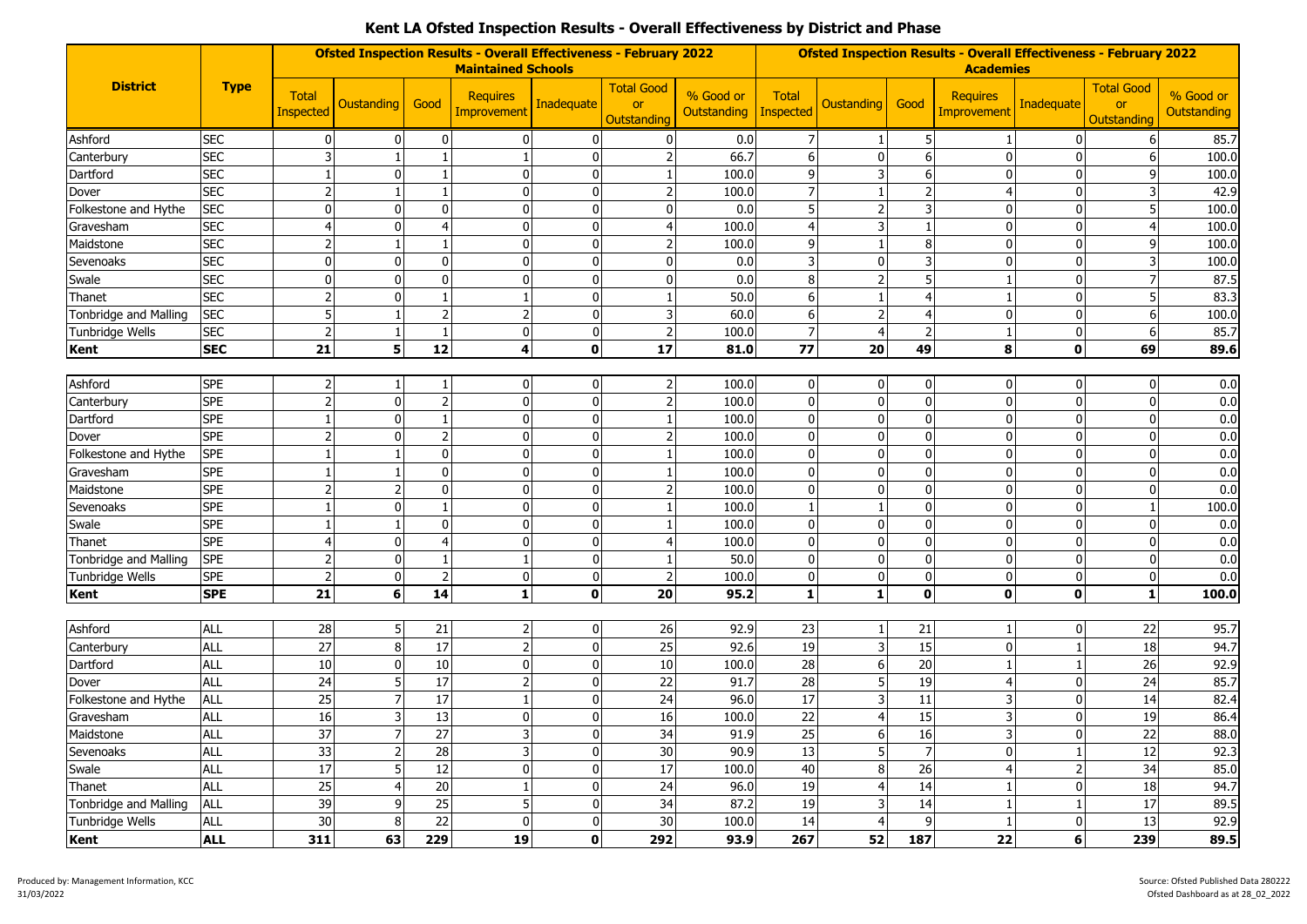# Kent LA Ofsted Inspection Results - Overall Effectiveness by District and Phase

| District | Type | Ofsted Inspection Results - Overall Effectiveness - February 2022 Maintained Schools | | | | | | | Ofsted Inspection Results - Overall Effectiveness - February 2022 Academies | | | | | | |
|---|---|---|---|---|---|---|---|---|---|---|---|---|---|---|---|
| | | Total Inspected | Oustanding | Good | Requires Improvement | Inadequate | Total Good or Outstanding | % Good or Outstanding | Total Inspected | Oustanding | Good | Requires Improvement | Inadequate | Total Good or Outstanding | % Good or Outstanding |
| Ashford | SEC | 0 | 0 | 0 | 0 | 0 | 0 | 0.0 | 7 | 1 | 5 | 1 | 0 | 6 | 85.7 |
| Canterbury | SEC | 3 | 1 | 1 | 1 | 0 | 2 | 66.7 | 6 | 0 | 6 | 0 | 0 | 6 | 100.0 |
| Dartford | SEC | 1 | 0 | 1 | 0 | 0 | 1 | 100.0 | 9 | 3 | 6 | 0 | 0 | 9 | 100.0 |
| Dover | SEC | 2 | 1 | 1 | 0 | 0 | 2 | 100.0 | 7 | 1 | 2 | 4 | 0 | 3 | 42.9 |
| Folkestone and Hythe | SEC | 0 | 0 | 0 | 0 | 0 | 0 | 0.0 | 5 | 2 | 3 | 0 | 0 | 5 | 100.0 |
| Gravesham | SEC | 4 | 0 | 4 | 0 | 0 | 4 | 100.0 | 4 | 3 | 1 | 0 | 0 | 4 | 100.0 |
| Maidstone | SEC | 2 | 1 | 1 | 0 | 0 | 2 | 100.0 | 9 | 1 | 8 | 0 | 0 | 9 | 100.0 |
| Sevenoaks | SEC | 0 | 0 | 0 | 0 | 0 | 0 | 0.0 | 3 | 0 | 3 | 0 | 0 | 3 | 100.0 |
| Swale | SEC | 0 | 0 | 0 | 0 | 0 | 0 | 0.0 | 8 | 2 | 5 | 1 | 0 | 7 | 87.5 |
| Thanet | SEC | 2 | 0 | 1 | 1 | 0 | 1 | 50.0 | 6 | 1 | 4 | 1 | 0 | 5 | 83.3 |
| Tonbridge and Malling | SEC | 5 | 1 | 2 | 2 | 0 | 3 | 60.0 | 6 | 2 | 4 | 0 | 0 | 6 | 100.0 |
| Tunbridge Wells | SEC | 2 | 1 | 1 | 0 | 0 | 2 | 100.0 | 7 | 4 | 2 | 1 | 0 | 6 | 85.7 |
| **Kent** | **SEC** | **21** | **5** | **12** | **4** | **0** | **17** | **81.0** | **77** | **20** | **49** | **8** | **0** | **69** | **89.6** |
| Ashford | SPE | 2 | 1 | 1 | 0 | 0 | 2 | 100.0 | 0 | 0 | 0 | 0 | 0 | 0 | 0.0 |
| Canterbury | SPE | 2 | 0 | 2 | 0 | 0 | 2 | 100.0 | 0 | 0 | 0 | 0 | 0 | 0 | 0.0 |
| Dartford | SPE | 1 | 0 | 1 | 0 | 0 | 1 | 100.0 | 0 | 0 | 0 | 0 | 0 | 0 | 0.0 |
| Dover | SPE | 2 | 0 | 2 | 0 | 0 | 2 | 100.0 | 0 | 0 | 0 | 0 | 0 | 0 | 0.0 |
| Folkestone and Hythe | SPE | 1 | 1 | 0 | 0 | 0 | 1 | 100.0 | 0 | 0 | 0 | 0 | 0 | 0 | 0.0 |
| Gravesham | SPE | 1 | 1 | 0 | 0 | 0 | 1 | 100.0 | 0 | 0 | 0 | 0 | 0 | 0 | 0.0 |
| Maidstone | SPE | 2 | 2 | 0 | 0 | 0 | 2 | 100.0 | 0 | 0 | 0 | 0 | 0 | 0 | 0.0 |
| Sevenoaks | SPE | 1 | 0 | 1 | 0 | 0 | 1 | 100.0 | 1 | 1 | 0 | 0 | 0 | 1 | 100.0 |
| Swale | SPE | 1 | 1 | 0 | 0 | 0 | 1 | 100.0 | 0 | 0 | 0 | 0 | 0 | 0 | 0.0 |
| Thanet | SPE | 4 | 0 | 4 | 0 | 0 | 4 | 100.0 | 0 | 0 | 0 | 0 | 0 | 0 | 0.0 |
| Tonbridge and Malling | SPE | 2 | 0 | 1 | 1 | 0 | 1 | 50.0 | 0 | 0 | 0 | 0 | 0 | 0 | 0.0 |
| Tunbridge Wells | SPE | 2 | 0 | 2 | 0 | 0 | 2 | 100.0 | 0 | 0 | 0 | 0 | 0 | 0 | 0.0 |
| **Kent** | **SPE** | **21** | **6** | **14** | **1** | **0** | **20** | **95.2** | **1** | **1** | **0** | **0** | **0** | **1** | **100.0** |
| Ashford | ALL | 28 | 5 | 21 | 2 | 0 | 26 | 92.9 | 23 | 1 | 21 | 1 | 0 | 22 | 95.7 |
| Canterbury | ALL | 27 | 8 | 17 | 2 | 0 | 25 | 92.6 | 19 | 3 | 15 | 0 | 1 | 18 | 94.7 |
| Dartford | ALL | 10 | 0 | 10 | 0 | 0 | 10 | 100.0 | 28 | 6 | 20 | 1 | 1 | 26 | 92.9 |
| Dover | ALL | 24 | 5 | 17 | 2 | 0 | 22 | 91.7 | 28 | 5 | 19 | 4 | 0 | 24 | 85.7 |
| Folkestone and Hythe | ALL | 25 | 7 | 17 | 1 | 0 | 24 | 96.0 | 17 | 3 | 11 | 3 | 0 | 14 | 82.4 |
| Gravesham | ALL | 16 | 3 | 13 | 0 | 0 | 16 | 100.0 | 22 | 4 | 15 | 3 | 0 | 19 | 86.4 |
| Maidstone | ALL | 37 | 7 | 27 | 3 | 0 | 34 | 91.9 | 25 | 6 | 16 | 3 | 0 | 22 | 88.0 |
| Sevenoaks | ALL | 33 | 2 | 28 | 3 | 0 | 30 | 90.9 | 13 | 5 | 7 | 0 | 1 | 12 | 92.3 |
| Swale | ALL | 17 | 5 | 12 | 0 | 0 | 17 | 100.0 | 40 | 8 | 26 | 4 | 2 | 34 | 85.0 |
| Thanet | ALL | 25 | 4 | 20 | 1 | 0 | 24 | 96.0 | 19 | 4 | 14 | 1 | 0 | 18 | 94.7 |
| Tonbridge and Malling | ALL | 39 | 9 | 25 | 5 | 0 | 34 | 87.2 | 19 | 3 | 14 | 1 | 1 | 17 | 89.5 |
| Tunbridge Wells | ALL | 30 | 8 | 22 | 0 | 0 | 30 | 100.0 | 14 | 4 | 9 | 1 | 0 | 13 | 92.9 |
| **Kent** | **ALL** | **311** | **63** | **229** | **19** | **0** | **292** | **93.9** | **267** | **52** | **187** | **22** | **6** | **239** | **89.5** |

Produced by: Management Information, KCC
31/03/2022

Source: Ofsted Published Data 280222
Ofsted Dashboard as at 28_02_2022